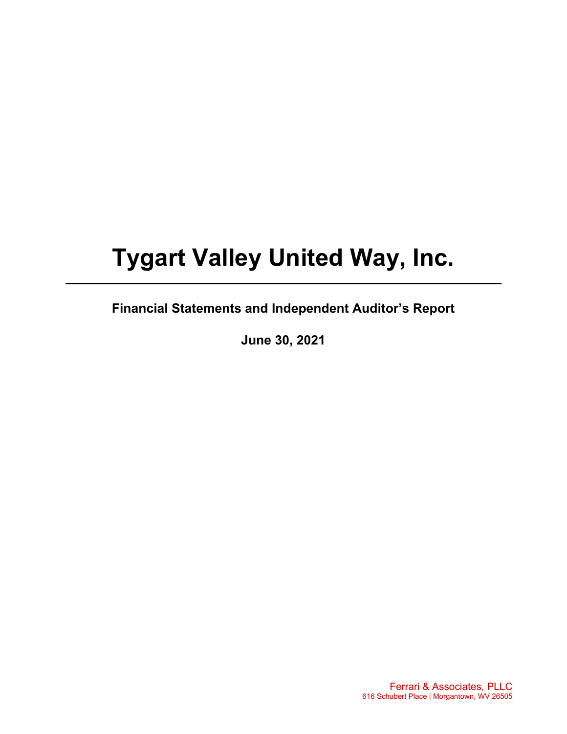# Tygart Valley United Way, Inc.

---

## Financial Statements and Independent Auditor's Report

**June 30, 2021**

Ferrari & Associates, PLLC
616 Schubert Place | Morgantown, WV 26505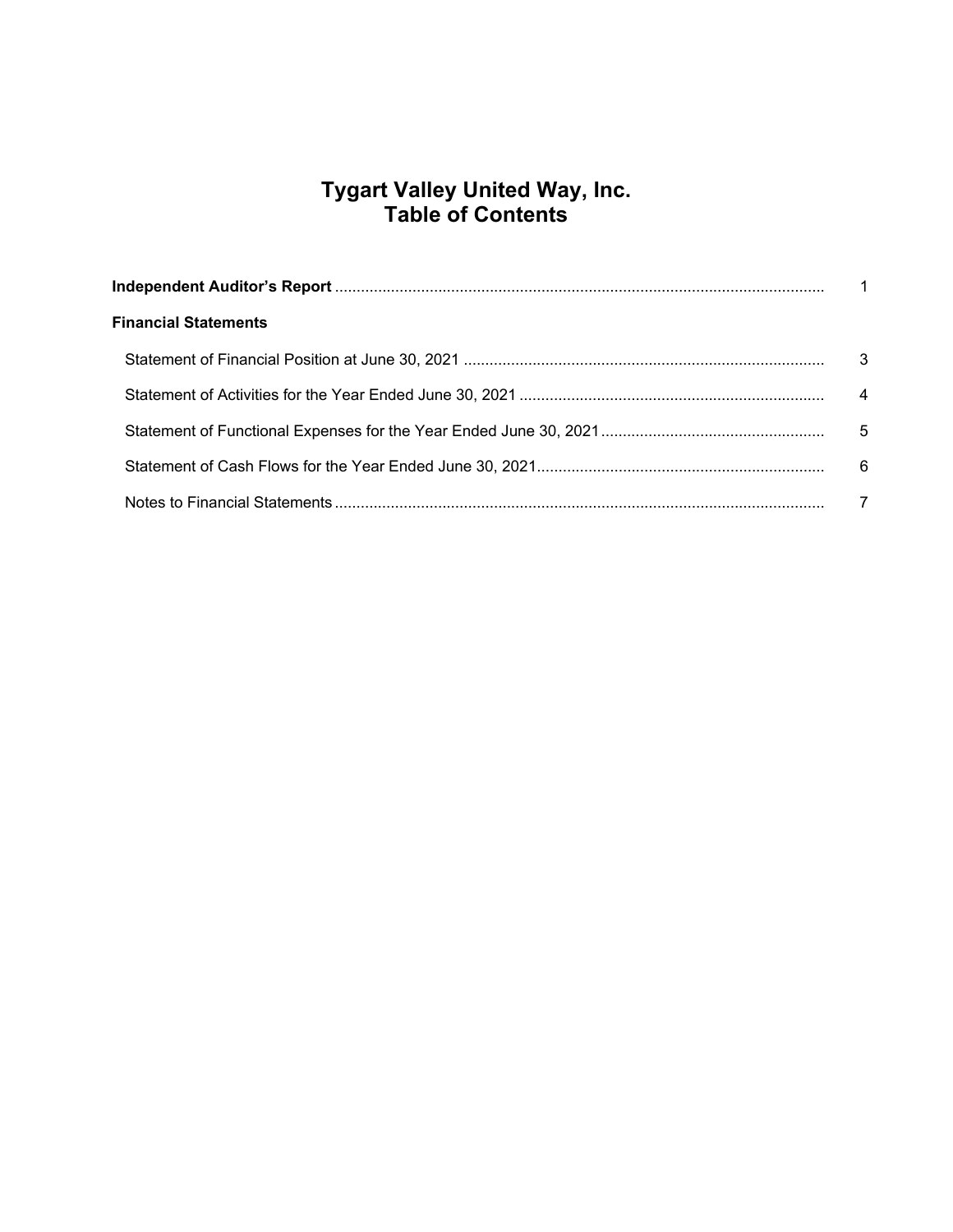# Tygart Valley United Way, Inc.
# Table of Contents

| | |
|---|---|
| **Independent Auditor's Report** | 1 |
| **Financial Statements** | |
| Statement of Financial Position at June 30, 2021 | 3 |
| Statement of Activities for the Year Ended June 30, 2021 | 4 |
| Statement of Functional Expenses for the Year Ended June 30, 2021 | 5 |
| Statement of Cash Flows for the Year Ended June 30, 2021 | 6 |
| Notes to Financial Statements | 7 |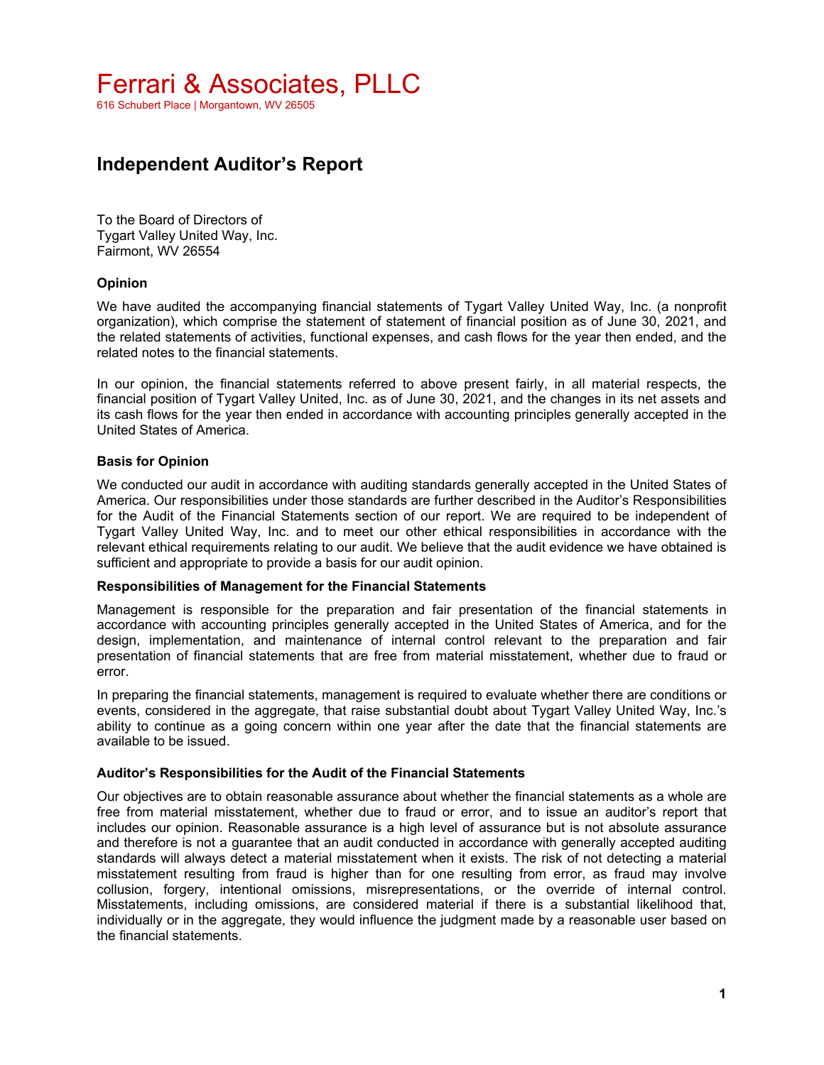# Ferrari & Associates, PLLC

616 Schubert Place | Morgantown, WV 26505

## Independent Auditor's Report

To the Board of Directors of
Tygart Valley United Way, Inc.
Fairmont, WV 26554

### Opinion

We have audited the accompanying financial statements of Tygart Valley United Way, Inc. (a nonprofit organization), which comprise the statement of statement of financial position as of June 30, 2021, and the related statements of activities, functional expenses, and cash flows for the year then ended, and the related notes to the financial statements.

In our opinion, the financial statements referred to above present fairly, in all material respects, the financial position of Tygart Valley United, Inc. as of June 30, 2021, and the changes in its net assets and its cash flows for the year then ended in accordance with accounting principles generally accepted in the United States of America.

### Basis for Opinion

We conducted our audit in accordance with auditing standards generally accepted in the United States of America. Our responsibilities under those standards are further described in the Auditor's Responsibilities for the Audit of the Financial Statements section of our report. We are required to be independent of Tygart Valley United Way, Inc. and to meet our other ethical responsibilities in accordance with the relevant ethical requirements relating to our audit. We believe that the audit evidence we have obtained is sufficient and appropriate to provide a basis for our audit opinion.

### Responsibilities of Management for the Financial Statements

Management is responsible for the preparation and fair presentation of the financial statements in accordance with accounting principles generally accepted in the United States of America, and for the design, implementation, and maintenance of internal control relevant to the preparation and fair presentation of financial statements that are free from material misstatement, whether due to fraud or error.

In preparing the financial statements, management is required to evaluate whether there are conditions or events, considered in the aggregate, that raise substantial doubt about Tygart Valley United Way, Inc.'s ability to continue as a going concern within one year after the date that the financial statements are available to be issued.

### Auditor's Responsibilities for the Audit of the Financial Statements

Our objectives are to obtain reasonable assurance about whether the financial statements as a whole are free from material misstatement, whether due to fraud or error, and to issue an auditor's report that includes our opinion. Reasonable assurance is a high level of assurance but is not absolute assurance and therefore is not a guarantee that an audit conducted in accordance with generally accepted auditing standards will always detect a material misstatement when it exists. The risk of not detecting a material misstatement resulting from fraud is higher than for one resulting from error, as fraud may involve collusion, forgery, intentional omissions, misrepresentations, or the override of internal control. Misstatements, including omissions, are considered material if there is a substantial likelihood that, individually or in the aggregate, they would influence the judgment made by a reasonable user based on the financial statements.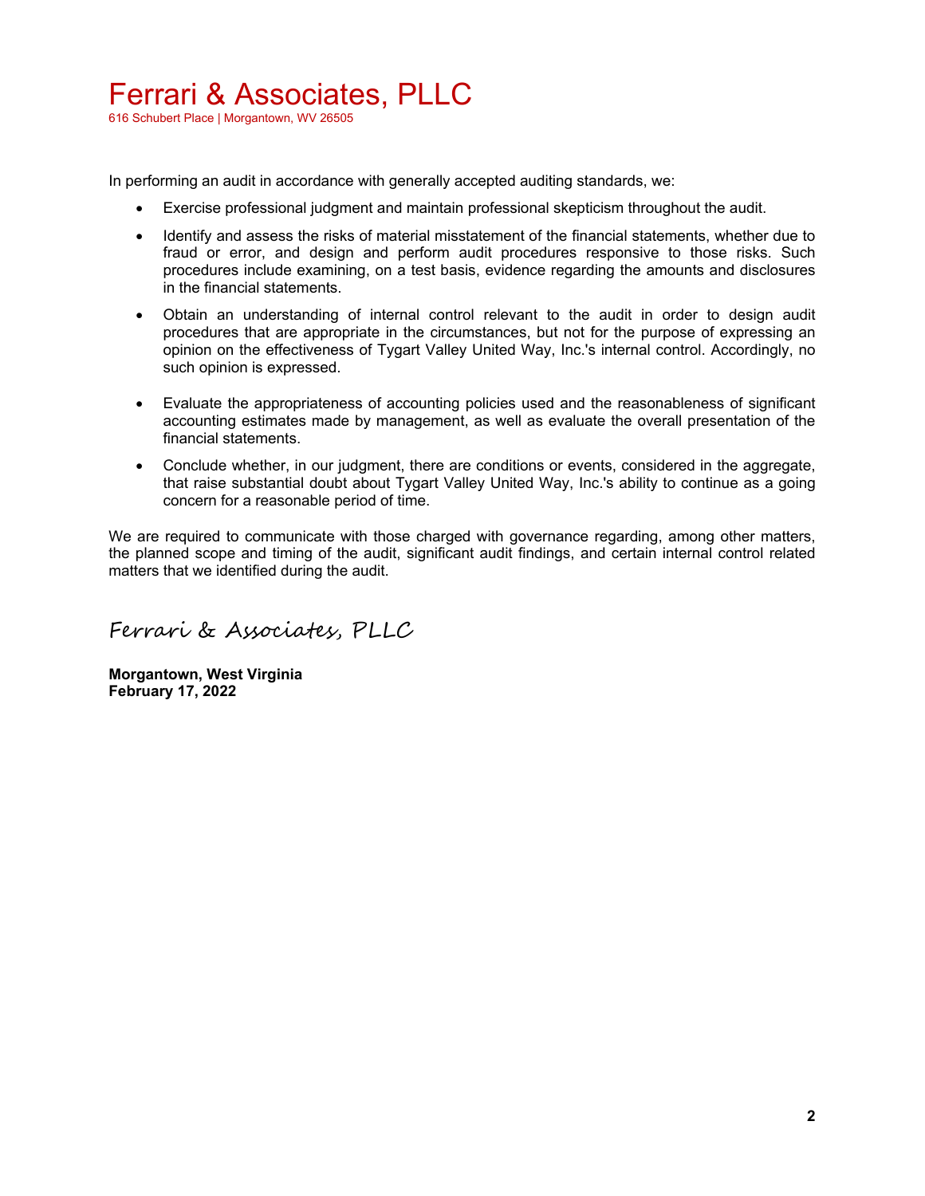In performing an audit in accordance with generally accepted auditing standards, we:

- Exercise professional judgment and maintain professional skepticism throughout the audit.
- Identify and assess the risks of material misstatement of the financial statements, whether due to fraud or error, and design and perform audit procedures responsive to those risks. Such procedures include examining, on a test basis, evidence regarding the amounts and disclosures in the financial statements.
- Obtain an understanding of internal control relevant to the audit in order to design audit procedures that are appropriate in the circumstances, but not for the purpose of expressing an opinion on the effectiveness of Tygart Valley United Way, Inc.'s internal control. Accordingly, no such opinion is expressed.
- Evaluate the appropriateness of accounting policies used and the reasonableness of significant accounting estimates made by management, as well as evaluate the overall presentation of the financial statements.
- Conclude whether, in our judgment, there are conditions or events, considered in the aggregate, that raise substantial doubt about Tygart Valley United Way, Inc.'s ability to continue as a going concern for a reasonable period of time.

We are required to communicate with those charged with governance regarding, among other matters, the planned scope and timing of the audit, significant audit findings, and certain internal control related matters that we identified during the audit.

*Ferrari & Associates, PLLC*

**Morgantown, West Virginia**
**February 17, 2022**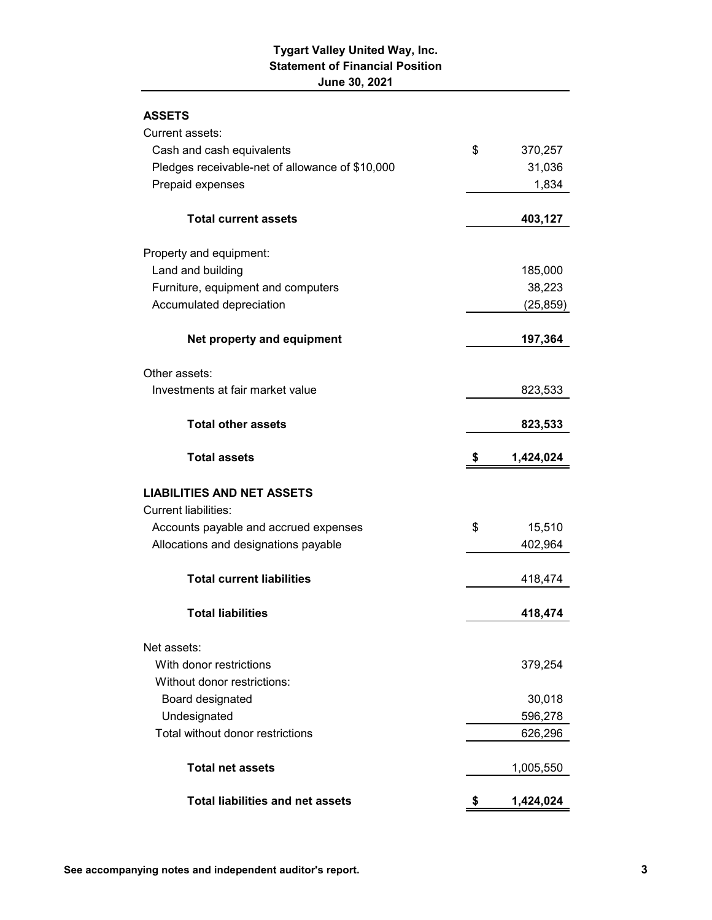# Tygart Valley United Way, Inc.
## Statement of Financial Position
### June 30, 2021

| | |
|---|---|
| **ASSETS** | |
| Current assets: | |
| Cash and cash equivalents | $ 370,257 |
| Pledges receivable-net of allowance of $10,000 | 31,036 |
| Prepaid expenses | 1,834 |
| **Total current assets** | **403,127** |
| Property and equipment: | |
| Land and building | 185,000 |
| Furniture, equipment and computers | 38,223 |
| Accumulated depreciation | (25,859) |
| **Net property and equipment** | **197,364** |
| Other assets: | |
| Investments at fair market value | 823,533 |
| **Total other assets** | **823,533** |
| **Total assets** | **$ 1,424,024** |
| **LIABILITIES AND NET ASSETS** | |
| Current liabilities: | |
| Accounts payable and accrued expenses | $ 15,510 |
| Allocations and designations payable | 402,964 |
| **Total current liabilities** | 418,474 |
| **Total liabilities** | **418,474** |
| Net assets: | |
| With donor restrictions | 379,254 |
| Without donor restrictions: | |
| Board designated | 30,018 |
| Undesignated | 596,278 |
| Total without donor restrictions | 626,296 |
| **Total net assets** | 1,005,550 |
| **Total liabilities and net assets** | **$ 1,424,024** |

**See accompanying notes and independent auditor's report.**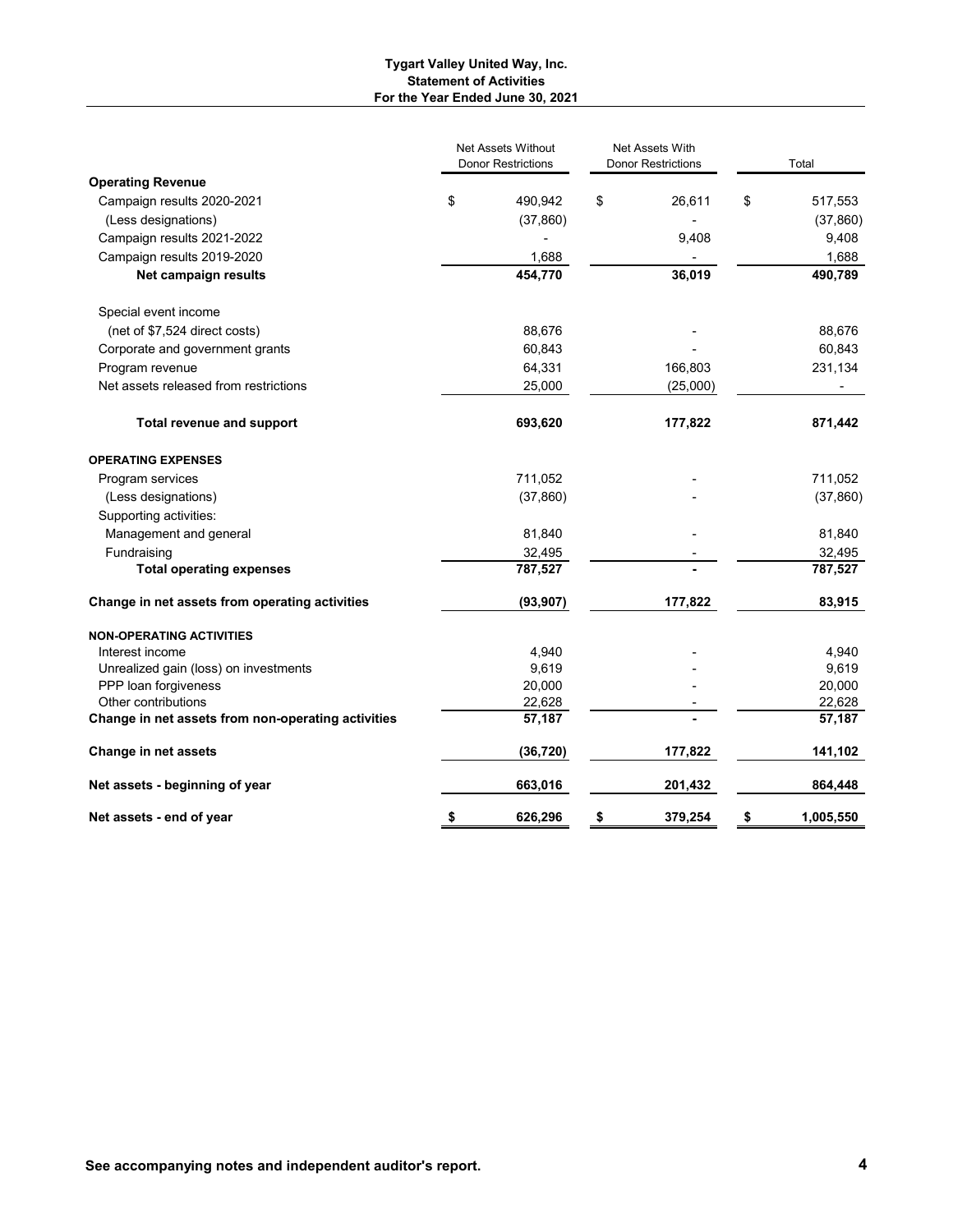**Tygart Valley United Way, Inc.**
**Statement of Activities**
**For the Year Ended June 30, 2021**

| | Net Assets Without Donor Restrictions | Net Assets With Donor Restrictions | Total |
|---|---|---|---|
| **Operating Revenue** | | | |
| Campaign results 2020-2021 | $ 490,942 | $ 26,611 | $ 517,553 |
| (Less designations) | (37,860) | - | (37,860) |
| Campaign results 2021-2022 | - | 9,408 | 9,408 |
| Campaign results 2019-2020 | 1,688 | - | 1,688 |
| **Net campaign results** | **454,770** | **36,019** | **490,789** |
| Special event income | | | |
| (net of $7,524 direct costs) | 88,676 | - | 88,676 |
| Corporate and government grants | 60,843 | - | 60,843 |
| Program revenue | 64,331 | 166,803 | 231,134 |
| Net assets released from restrictions | 25,000 | (25,000) | - |
| **Total revenue and support** | **693,620** | **177,822** | **871,442** |
| **OPERATING EXPENSES** | | | |
| Program services | 711,052 | - | 711,052 |
| (Less designations) | (37,860) | - | (37,860) |
| Supporting activities: | | | |
| Management and general | 81,840 | - | 81,840 |
| Fundraising | 32,495 | - | 32,495 |
| **Total operating expenses** | **787,527** | **-** | **787,527** |
| **Change in net assets from operating activities** | **(93,907)** | **177,822** | **83,915** |
| **NON-OPERATING ACTIVITIES** | | | |
| Interest income | 4,940 | - | 4,940 |
| Unrealized gain (loss) on investments | 9,619 | - | 9,619 |
| PPP loan forgiveness | 20,000 | - | 20,000 |
| Other contributions | 22,628 | - | 22,628 |
| **Change in net assets from non-operating activities** | **57,187** | **-** | **57,187** |
| **Change in net assets** | **(36,720)** | **177,822** | **141,102** |
| **Net assets - beginning of year** | **663,016** | **201,432** | **864,448** |
| **Net assets - end of year** | **$ 626,296** | **$ 379,254** | **$ 1,005,550** |

**See accompanying notes and independent auditor's report.**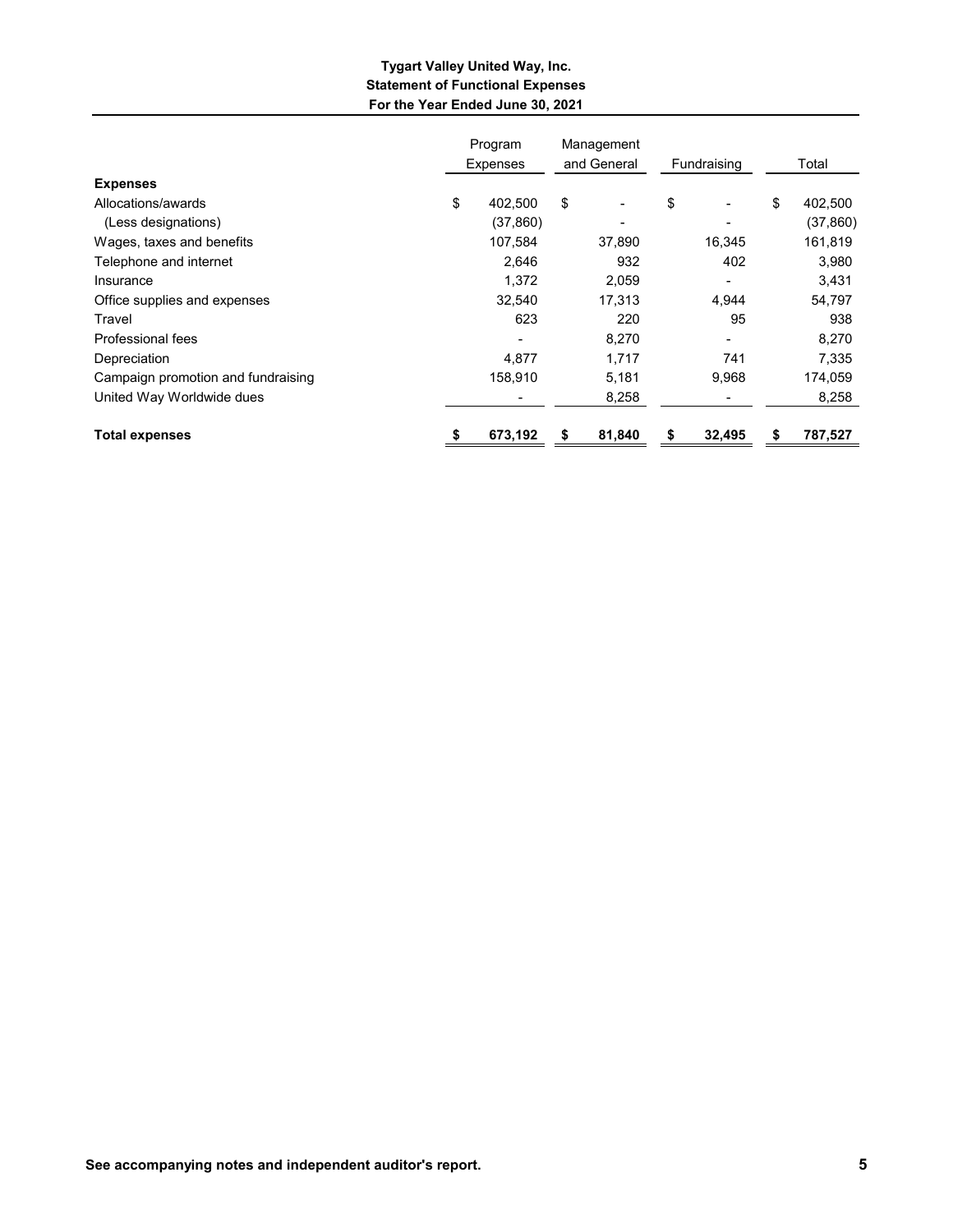**Tygart Valley United Way, Inc.**
**Statement of Functional Expenses**
**For the Year Ended June 30, 2021**

| | Program Expenses | Management and General | Fundraising | Total |
|---|---|---|---|---|
| **Expenses** | | | | |
| Allocations/awards | $ 402,500 | $ - | $ - | $ 402,500 |
| (Less designations) | (37,860) | - | - | (37,860) |
| Wages, taxes and benefits | 107,584 | 37,890 | 16,345 | 161,819 |
| Telephone and internet | 2,646 | 932 | 402 | 3,980 |
| Insurance | 1,372 | 2,059 | - | 3,431 |
| Office supplies and expenses | 32,540 | 17,313 | 4,944 | 54,797 |
| Travel | 623 | 220 | 95 | 938 |
| Professional fees | - | 8,270 | - | 8,270 |
| Depreciation | 4,877 | 1,717 | 741 | 7,335 |
| Campaign promotion and fundraising | 158,910 | 5,181 | 9,968 | 174,059 |
| United Way Worldwide dues | - | 8,258 | - | 8,258 |
| **Total expenses** | **$ 673,192** | **$ 81,840** | **$ 32,495** | **$ 787,527** |

**See accompanying notes and independent auditor's report.**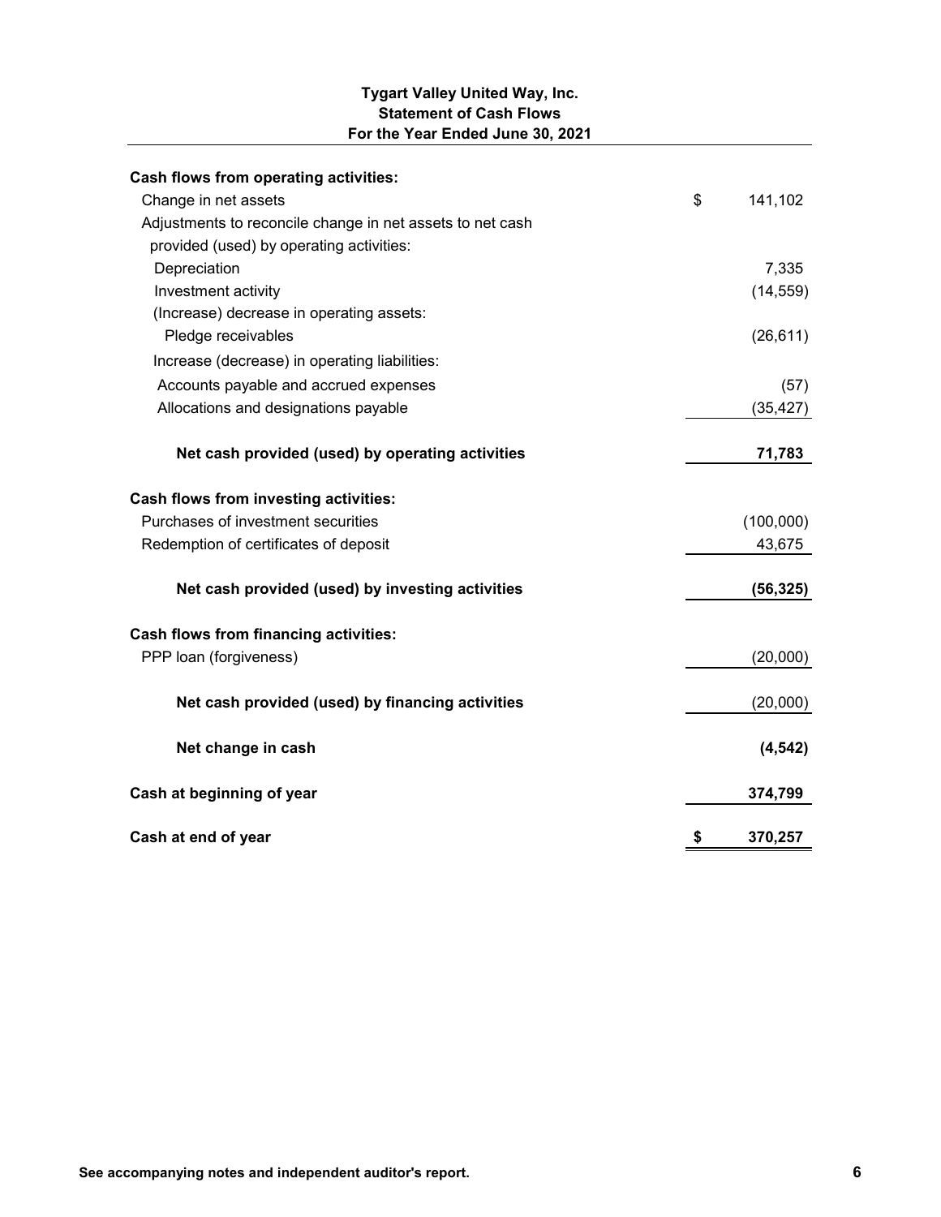**Tygart Valley United Way, Inc.**
**Statement of Cash Flows**
**For the Year Ended June 30, 2021**

| | |
|---|---|
| **Cash flows from operating activities:** | |
| Change in net assets | $ 141,102 |
| Adjustments to reconcile change in net assets to net cash provided (used) by operating activities: | |
| Depreciation | 7,335 |
| Investment activity | (14,559) |
| (Increase) decrease in operating assets: | |
| Pledge receivables | (26,611) |
| Increase (decrease) in operating liabilities: | |
| Accounts payable and accrued expenses | (57) |
| Allocations and designations payable | (35,427) |
| **Net cash provided (used) by operating activities** | **71,783** |
| **Cash flows from investing activities:** | |
| Purchases of investment securities | (100,000) |
| Redemption of certificates of deposit | 43,675 |
| **Net cash provided (used) by investing activities** | **(56,325)** |
| **Cash flows from financing activities:** | |
| PPP loan (forgiveness) | (20,000) |
| **Net cash provided (used) by financing activities** | (20,000) |
| **Net change in cash** | **(4,542)** |
| **Cash at beginning of year** | **374,799** |
| **Cash at end of year** | **$ 370,257** |

**See accompanying notes and independent auditor's report.**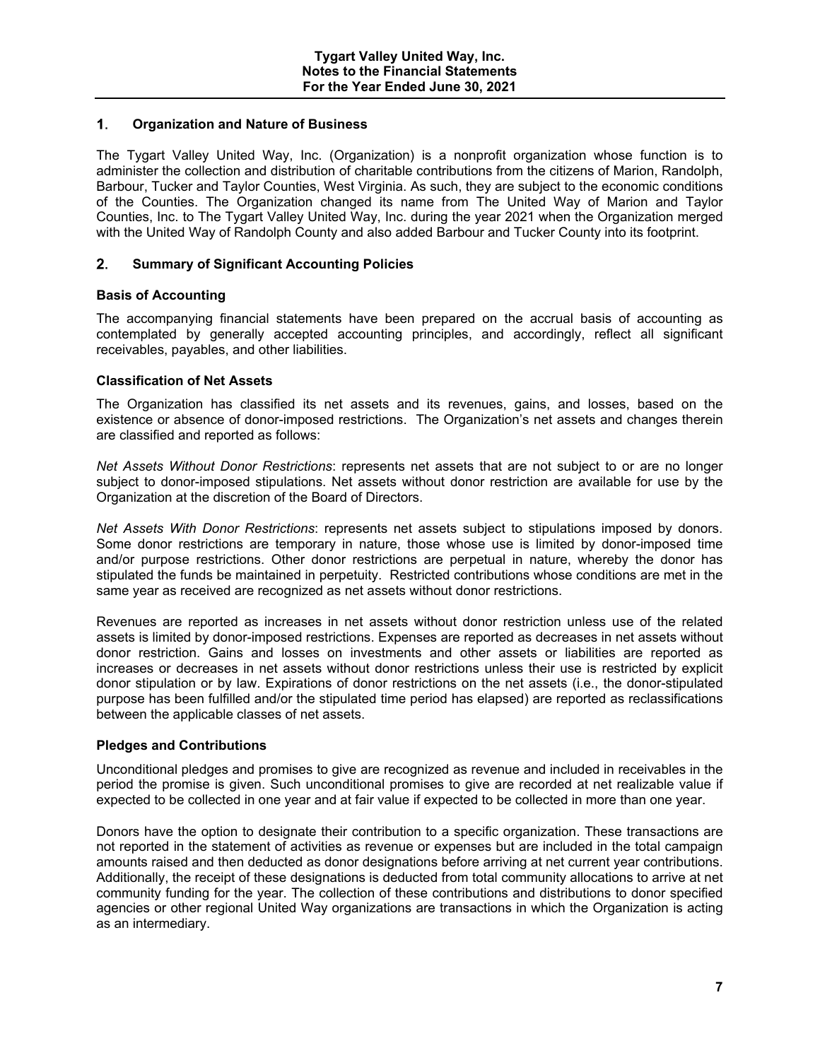## 1. Organization and Nature of Business

The Tygart Valley United Way, Inc. (Organization) is a nonprofit organization whose function is to administer the collection and distribution of charitable contributions from the citizens of Marion, Randolph, Barbour, Tucker and Taylor Counties, West Virginia. As such, they are subject to the economic conditions of the Counties. The Organization changed its name from The United Way of Marion and Taylor Counties, Inc. to The Tygart Valley United Way, Inc. during the year 2021 when the Organization merged with the United Way of Randolph County and also added Barbour and Tucker County into its footprint.

## 2. Summary of Significant Accounting Policies

### Basis of Accounting

The accompanying financial statements have been prepared on the accrual basis of accounting as contemplated by generally accepted accounting principles, and accordingly, reflect all significant receivables, payables, and other liabilities.

### Classification of Net Assets

The Organization has classified its net assets and its revenues, gains, and losses, based on the existence or absence of donor-imposed restrictions. The Organization's net assets and changes therein are classified and reported as follows:

*Net Assets Without Donor Restrictions*: represents net assets that are not subject to or are no longer subject to donor-imposed stipulations. Net assets without donor restriction are available for use by the Organization at the discretion of the Board of Directors.

*Net Assets With Donor Restrictions*: represents net assets subject to stipulations imposed by donors. Some donor restrictions are temporary in nature, those whose use is limited by donor-imposed time and/or purpose restrictions. Other donor restrictions are perpetual in nature, whereby the donor has stipulated the funds be maintained in perpetuity. Restricted contributions whose conditions are met in the same year as received are recognized as net assets without donor restrictions.

Revenues are reported as increases in net assets without donor restriction unless use of the related assets is limited by donor-imposed restrictions. Expenses are reported as decreases in net assets without donor restriction. Gains and losses on investments and other assets or liabilities are reported as increases or decreases in net assets without donor restrictions unless their use is restricted by explicit donor stipulation or by law. Expirations of donor restrictions on the net assets (i.e., the donor-stipulated purpose has been fulfilled and/or the stipulated time period has elapsed) are reported as reclassifications between the applicable classes of net assets.

### Pledges and Contributions

Unconditional pledges and promises to give are recognized as revenue and included in receivables in the period the promise is given. Such unconditional promises to give are recorded at net realizable value if expected to be collected in one year and at fair value if expected to be collected in more than one year.

Donors have the option to designate their contribution to a specific organization. These transactions are not reported in the statement of activities as revenue or expenses but are included in the total campaign amounts raised and then deducted as donor designations before arriving at net current year contributions. Additionally, the receipt of these designations is deducted from total community allocations to arrive at net community funding for the year. The collection of these contributions and distributions to donor specified agencies or other regional United Way organizations are transactions in which the Organization is acting as an intermediary.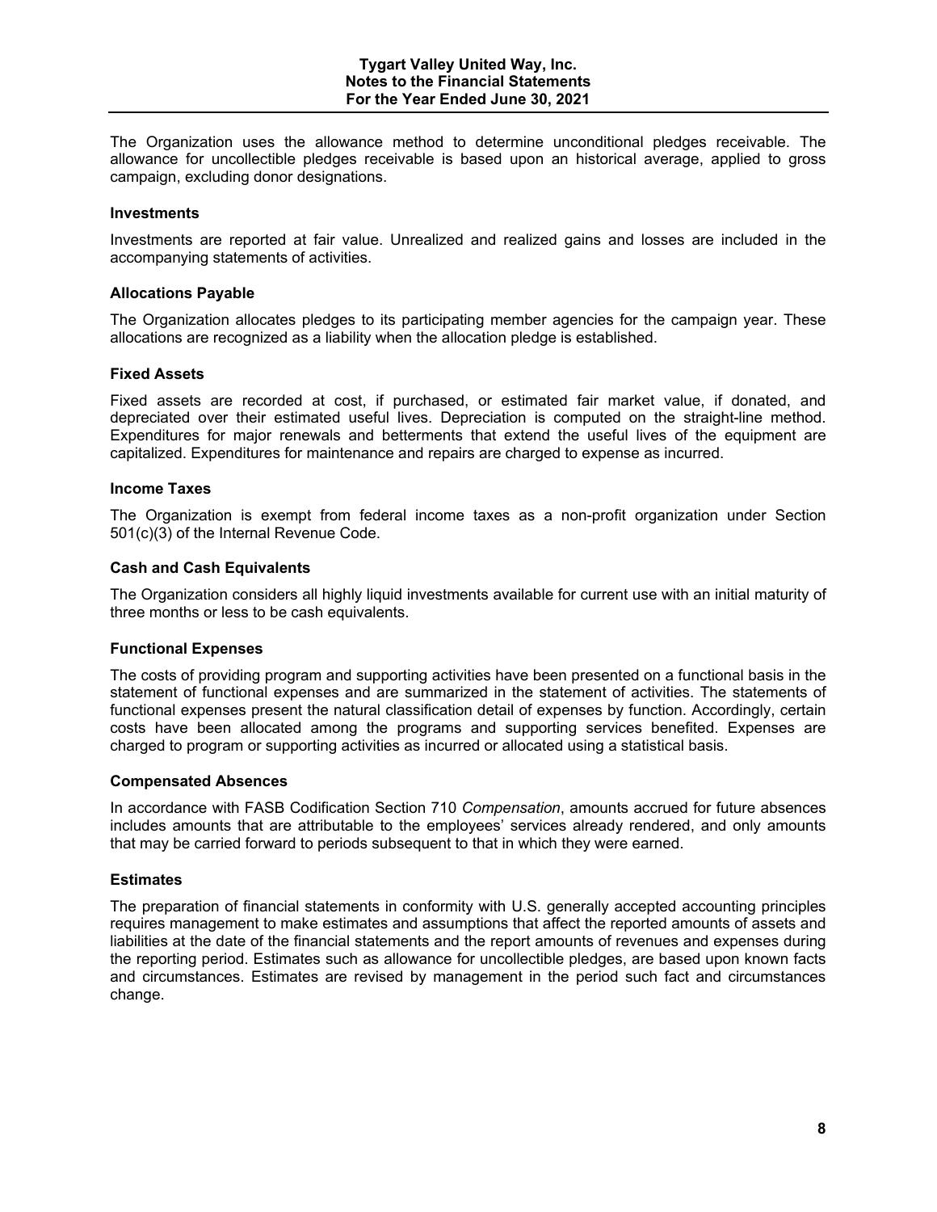The Organization uses the allowance method to determine unconditional pledges receivable. The allowance for uncollectible pledges receivable is based upon an historical average, applied to gross campaign, excluding donor designations.

### Investments

Investments are reported at fair value. Unrealized and realized gains and losses are included in the accompanying statements of activities.

### Allocations Payable

The Organization allocates pledges to its participating member agencies for the campaign year. These allocations are recognized as a liability when the allocation pledge is established.

### Fixed Assets

Fixed assets are recorded at cost, if purchased, or estimated fair market value, if donated, and depreciated over their estimated useful lives. Depreciation is computed on the straight-line method. Expenditures for major renewals and betterments that extend the useful lives of the equipment are capitalized. Expenditures for maintenance and repairs are charged to expense as incurred.

### Income Taxes

The Organization is exempt from federal income taxes as a non-profit organization under Section 501(c)(3) of the Internal Revenue Code.

### Cash and Cash Equivalents

The Organization considers all highly liquid investments available for current use with an initial maturity of three months or less to be cash equivalents.

### Functional Expenses

The costs of providing program and supporting activities have been presented on a functional basis in the statement of functional expenses and are summarized in the statement of activities. The statements of functional expenses present the natural classification detail of expenses by function. Accordingly, certain costs have been allocated among the programs and supporting services benefited. Expenses are charged to program or supporting activities as incurred or allocated using a statistical basis.

### Compensated Absences

In accordance with FASB Codification Section 710 *Compensation*, amounts accrued for future absences includes amounts that are attributable to the employees' services already rendered, and only amounts that may be carried forward to periods subsequent to that in which they were earned.

### Estimates

The preparation of financial statements in conformity with U.S. generally accepted accounting principles requires management to make estimates and assumptions that affect the reported amounts of assets and liabilities at the date of the financial statements and the report amounts of revenues and expenses during the reporting period. Estimates such as allowance for uncollectible pledges, are based upon known facts and circumstances. Estimates are revised by management in the period such fact and circumstances change.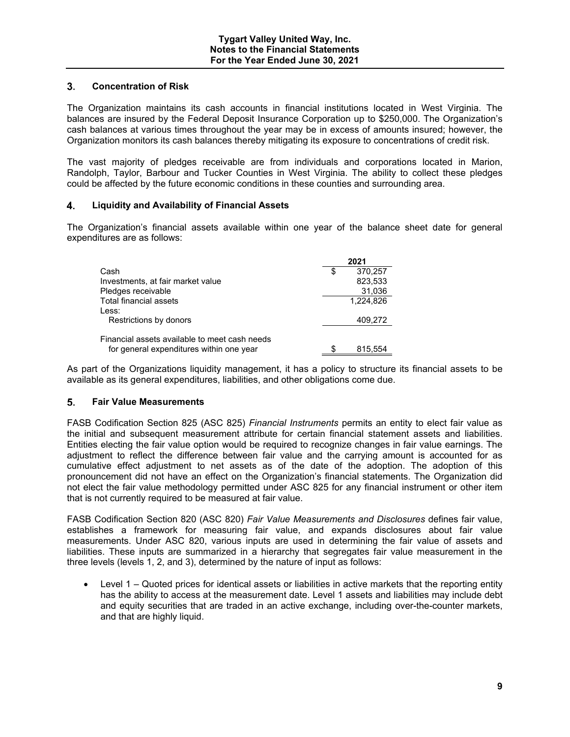## 3. Concentration of Risk

The Organization maintains its cash accounts in financial institutions located in West Virginia. The balances are insured by the Federal Deposit Insurance Corporation up to $250,000. The Organization's cash balances at various times throughout the year may be in excess of amounts insured; however, the Organization monitors its cash balances thereby mitigating its exposure to concentrations of credit risk.

The vast majority of pledges receivable are from individuals and corporations located in Marion, Randolph, Taylor, Barbour and Tucker Counties in West Virginia. The ability to collect these pledges could be affected by the future economic conditions in these counties and surrounding area.

## 4. Liquidity and Availability of Financial Assets

The Organization's financial assets available within one year of the balance sheet date for general expenditures are as follows:

| | 2021 |
|---|---|
| Cash | $ 370,257 |
| Investments, at fair market value | 823,533 |
| Pledges receivable | 31,036 |
| Total financial assets | 1,224,826 |
| Less: | |
| Restrictions by donors | 409,272 |
| Financial assets available to meet cash needs for general expenditures within one year | $ 815,554 |

As part of the Organizations liquidity management, it has a policy to structure its financial assets to be available as its general expenditures, liabilities, and other obligations come due.

## 5. Fair Value Measurements

FASB Codification Section 825 (ASC 825) *Financial Instruments* permits an entity to elect fair value as the initial and subsequent measurement attribute for certain financial statement assets and liabilities. Entities electing the fair value option would be required to recognize changes in fair value earnings. The adjustment to reflect the difference between fair value and the carrying amount is accounted for as cumulative effect adjustment to net assets as of the date of the adoption. The adoption of this pronouncement did not have an effect on the Organization's financial statements. The Organization did not elect the fair value methodology permitted under ASC 825 for any financial instrument or other item that is not currently required to be measured at fair value.

FASB Codification Section 820 (ASC 820) *Fair Value Measurements and Disclosures* defines fair value, establishes a framework for measuring fair value, and expands disclosures about fair value measurements. Under ASC 820, various inputs are used in determining the fair value of assets and liabilities. These inputs are summarized in a hierarchy that segregates fair value measurement in the three levels (levels 1, 2, and 3), determined by the nature of input as follows:

- Level 1 – Quoted prices for identical assets or liabilities in active markets that the reporting entity has the ability to access at the measurement date. Level 1 assets and liabilities may include debt and equity securities that are traded in an active exchange, including over-the-counter markets, and that are highly liquid.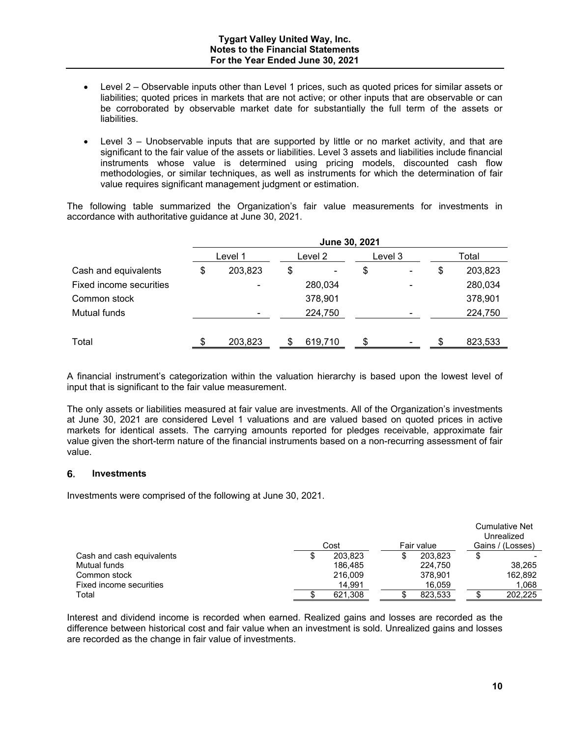- Level 2 – Observable inputs other than Level 1 prices, such as quoted prices for similar assets or liabilities; quoted prices in markets that are not active; or other inputs that are observable or can be corroborated by observable market date for substantially the full term of the assets or liabilities.

- Level 3 – Unobservable inputs that are supported by little or no market activity, and that are significant to the fair value of the assets or liabilities. Level 3 assets and liabilities include financial instruments whose value is determined using pricing models, discounted cash flow methodologies, or similar techniques, as well as instruments for which the determination of fair value requires significant management judgment or estimation.

The following table summarized the Organization's fair value measurements for investments in accordance with authoritative guidance at June 30, 2021.

| | June 30, 2021 | | | |
|---|---|---|---|---|
| | Level 1 | Level 2 | Level 3 | Total |
| Cash and equivalents | $ 203,823 | $ - | $ - | $ 203,823 |
| Fixed income securities | - | 280,034 | - | 280,034 |
| Common stock | | 378,901 | | 378,901 |
| Mutual funds | - | 224,750 | - | 224,750 |
| Total | $ 203,823 | $ 619,710 | $ - | $ 823,533 |

A financial instrument's categorization within the valuation hierarchy is based upon the lowest level of input that is significant to the fair value measurement.

The only assets or liabilities measured at fair value are investments. All of the Organization's investments at June 30, 2021 are considered Level 1 valuations and are valued based on quoted prices in active markets for identical assets. The carrying amounts reported for pledges receivable, approximate fair value given the short-term nature of the financial instruments based on a non-recurring assessment of fair value.

## 6. Investments

Investments were comprised of the following at June 30, 2021.

| | Cost | Fair value | Cumulative Net Unrealized Gains / (Losses) |
|---|---|---|---|
| Cash and cash equivalents | $ 203,823 | $ 203,823 | $ - |
| Mutual funds | 186,485 | 224,750 | 38,265 |
| Common stock | 216,009 | 378,901 | 162,892 |
| Fixed income securities | 14,991 | 16,059 | 1,068 |
| Total | $ 621,308 | $ 823,533 | $ 202,225 |

Interest and dividend income is recorded when earned. Realized gains and losses are recorded as the difference between historical cost and fair value when an investment is sold. Unrealized gains and losses are recorded as the change in fair value of investments.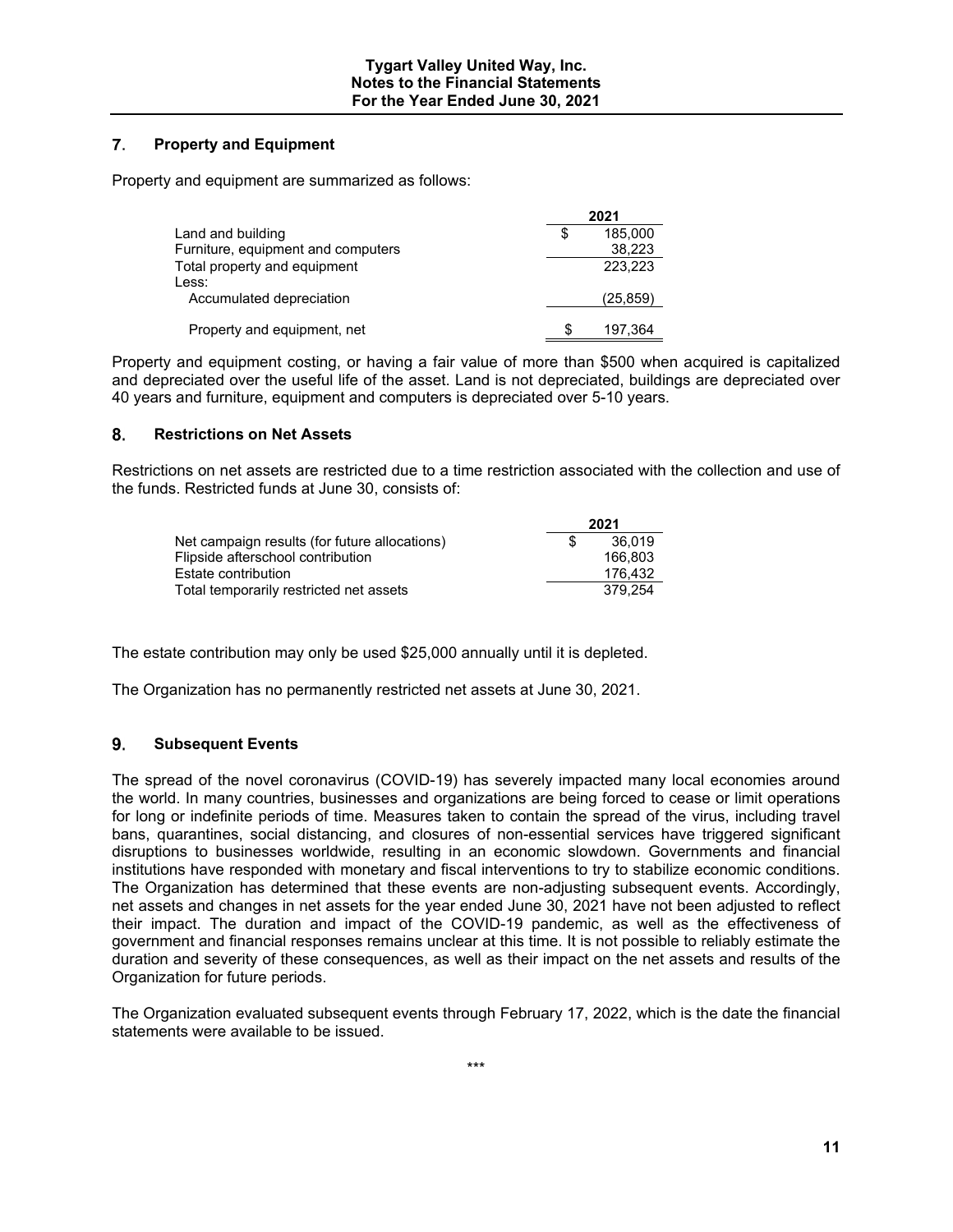## 7. Property and Equipment

Property and equipment are summarized as follows:

| | 2021 |
|---|---|
| Land and building | $ 185,000 |
| Furniture, equipment and computers | 38,223 |
| Total property and equipment | 223,223 |
| Less: | |
| Accumulated depreciation | (25,859) |
| Property and equipment, net | $ 197,364 |

Property and equipment costing, or having a fair value of more than $500 when acquired is capitalized and depreciated over the useful life of the asset. Land is not depreciated, buildings are depreciated over 40 years and furniture, equipment and computers is depreciated over 5-10 years.

## 8. Restrictions on Net Assets

Restrictions on net assets are restricted due to a time restriction associated with the collection and use of the funds. Restricted funds at June 30, consists of:

| | 2021 |
|---|---|
| Net campaign results (for future allocations) | $ 36,019 |
| Flipside afterschool contribution | 166,803 |
| Estate contribution | 176,432 |
| Total temporarily restricted net assets | 379,254 |

The estate contribution may only be used $25,000 annually until it is depleted.

The Organization has no permanently restricted net assets at June 30, 2021.

## 9. Subsequent Events

The spread of the novel coronavirus (COVID-19) has severely impacted many local economies around the world. In many countries, businesses and organizations are being forced to cease or limit operations for long or indefinite periods of time. Measures taken to contain the spread of the virus, including travel bans, quarantines, social distancing, and closures of non-essential services have triggered significant disruptions to businesses worldwide, resulting in an economic slowdown. Governments and financial institutions have responded with monetary and fiscal interventions to try to stabilize economic conditions. The Organization has determined that these events are non-adjusting subsequent events. Accordingly, net assets and changes in net assets for the year ended June 30, 2021 have not been adjusted to reflect their impact. The duration and impact of the COVID-19 pandemic, as well as the effectiveness of government and financial responses remains unclear at this time. It is not possible to reliably estimate the duration and severity of these consequences, as well as their impact on the net assets and results of the Organization for future periods.

The Organization evaluated subsequent events through February 17, 2022, which is the date the financial statements were available to be issued.

***